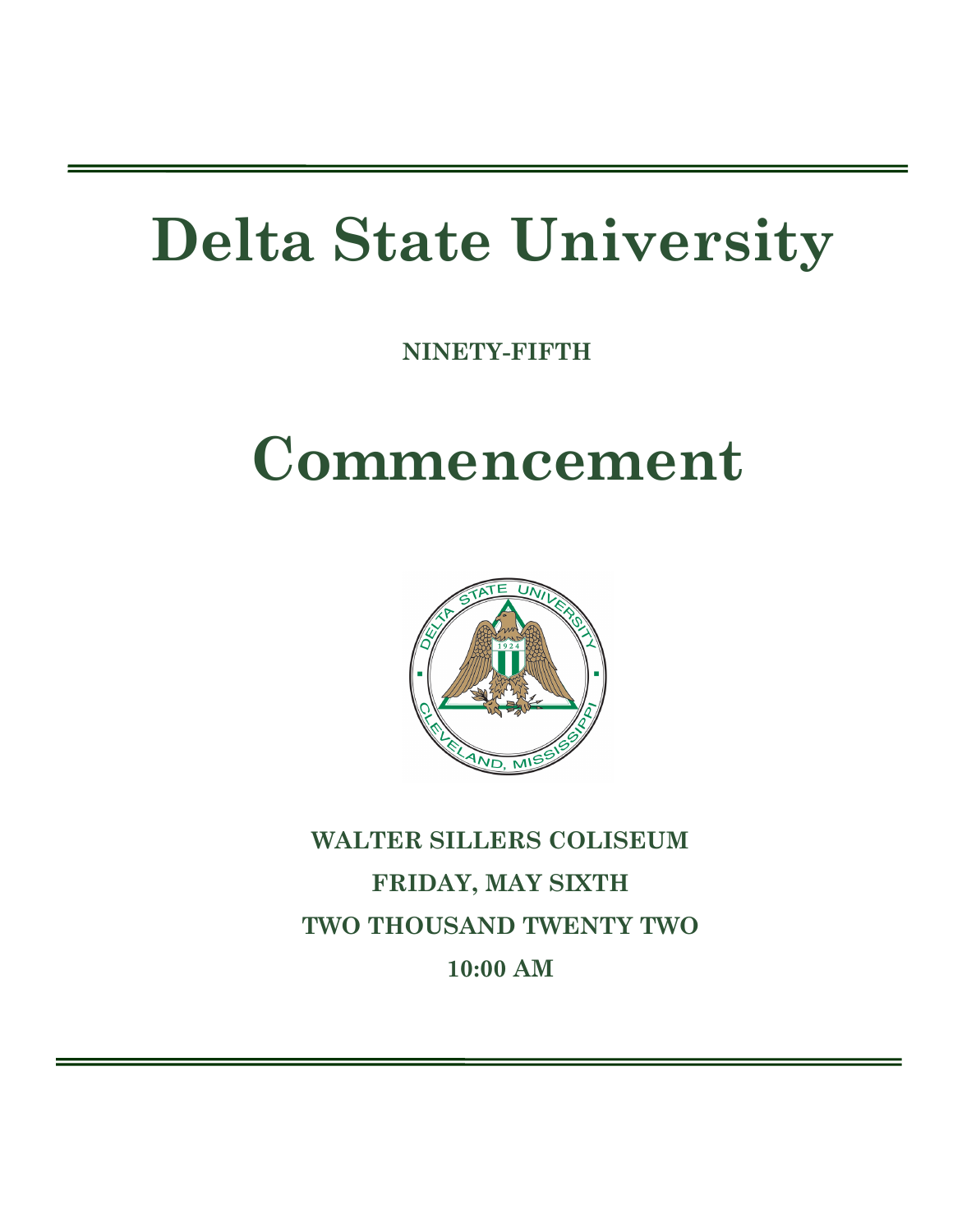# Delta State University

**NINETY-FIFTH**

# Commencement

**WALTER SILLERS COLISEUM**

**FRIDAY, MAY SIXTH**

**TWO THOUSAND TWENTY TWO**

**10:00 AM**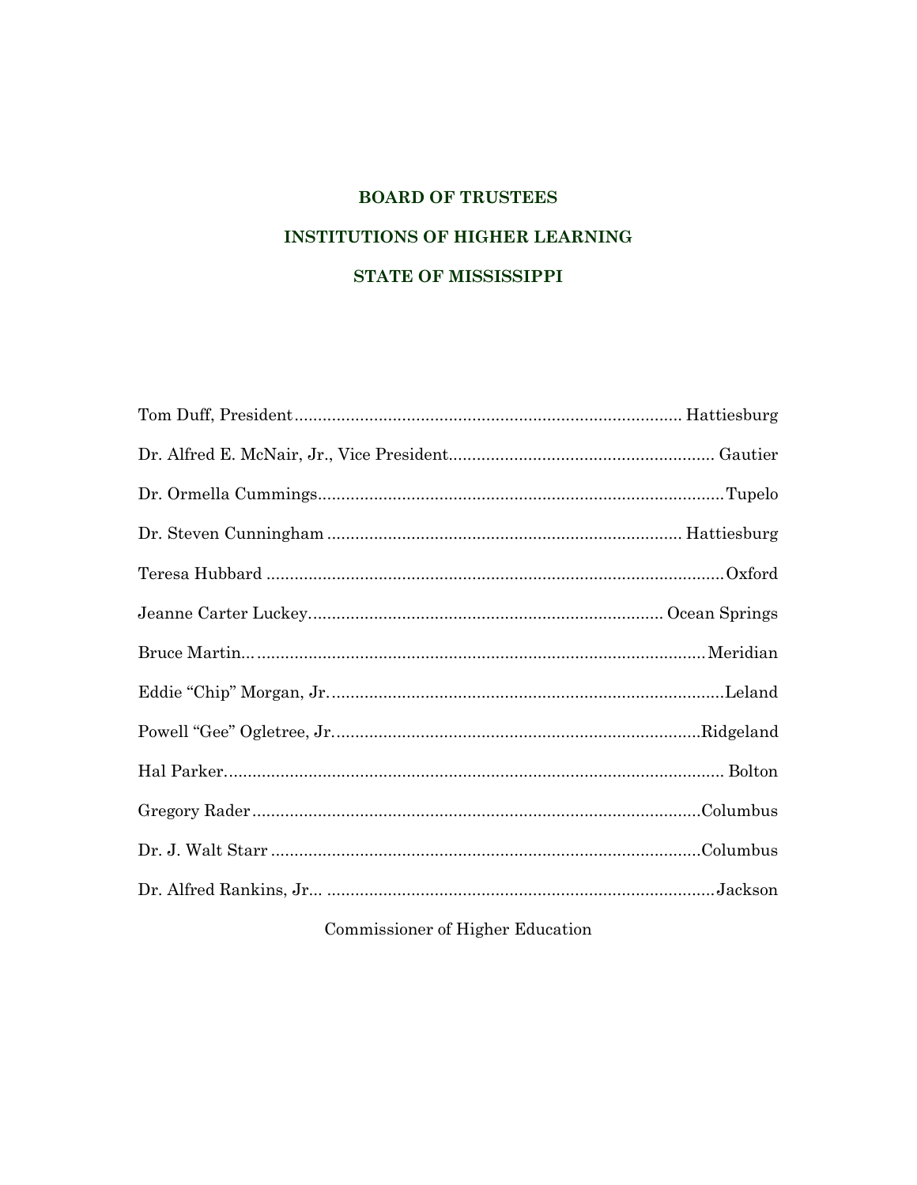## BOARD OF TRUSTEES

## INSTITUTIONS OF HIGHER LEARNING

## STATE OF MISSISSIPPI

Tom Duff, President ............................................................. Hattiesburg

Dr. Alfred E. McNair, Jr., Vice President ............................................................. Gautier

Dr. Ormella Cummings ............................................................. Tupelo

Dr. Steven Cunningham ............................................................. Hattiesburg

Teresa Hubbard ............................................................. Oxford

Jeanne Carter Luckey ............................................................. Ocean Springs

Bruce Martin ............................................................. Meridian

Eddie "Chip" Morgan, Jr. ............................................................. Leland

Powell "Gee" Ogletree, Jr. ............................................................. Ridgeland

Hal Parker ............................................................. Bolton

Gregory Rader ............................................................. Columbus

Dr. J. Walt Starr ............................................................. Columbus

Dr. Alfred Rankins, Jr.. ............................................................. Jackson

Commissioner of Higher Education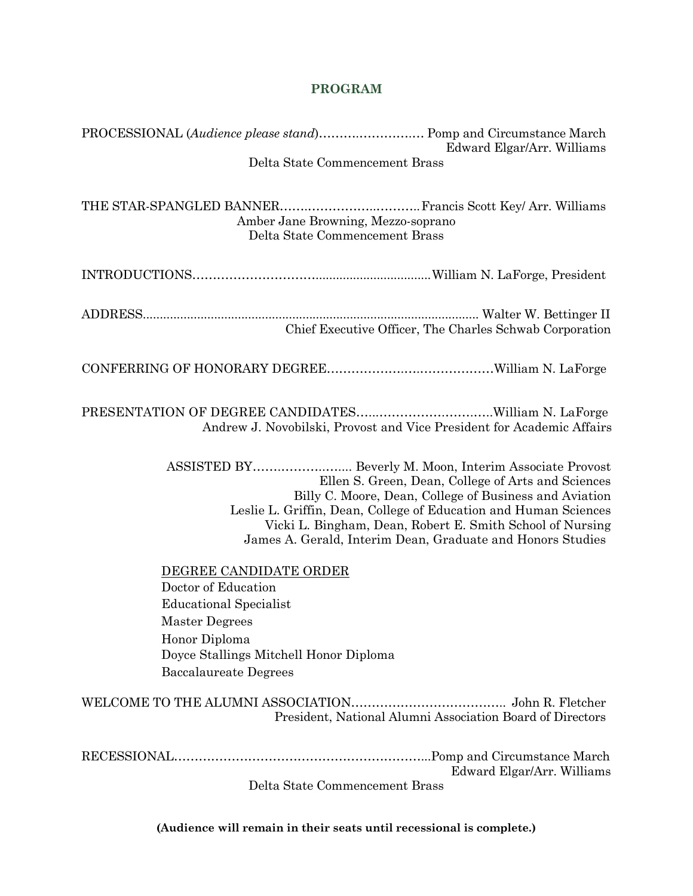## PROGRAM

PROCESSIONAL (*Audience please stand*)……………………… Pomp and Circumstance March
Edward Elgar/Arr. Williams
Delta State Commencement Brass

THE STAR-SPANGLED BANNER……………………………. Francis Scott Key/ Arr. Williams
Amber Jane Browning, Mezzo-soprano
Delta State Commencement Brass

INTRODUCTIONS…………………………................................William N. LaForge, President

ADDRESS.................................................................................................. Walter W. Bettinger II
Chief Executive Officer, The Charles Schwab Corporation

CONFERRING OF HONORARY DEGREE…………………………………William N. LaForge

PRESENTATION OF DEGREE CANDIDATES……………………………William N. LaForge
Andrew J. Novobilski, Provost and Vice President for Academic Affairs

ASSISTED BY…………………..... Beverly M. Moon, Interim Associate Provost
Ellen S. Green, Dean, College of Arts and Sciences
Billy C. Moore, Dean, College of Business and Aviation
Leslie L. Griffin, Dean, College of Education and Human Sciences
Vicki L. Bingham, Dean, Robert E. Smith School of Nursing
James A. Gerald, Interim Dean, Graduate and Honors Studies

DEGREE CANDIDATE ORDER

Doctor of Education
Educational Specialist
Master Degrees
Honor Diploma
Doyce Stallings Mitchell Honor Diploma
Baccalaureate Degrees

WELCOME TO THE ALUMNI ASSOCIATION……………………………….. John R. Fletcher
President, National Alumni Association Board of Directors

RECESSIONAL……………………………………………………...Pomp and Circumstance March
Edward Elgar/Arr. Williams
Delta State Commencement Brass

**(Audience will remain in their seats until recessional is complete.)**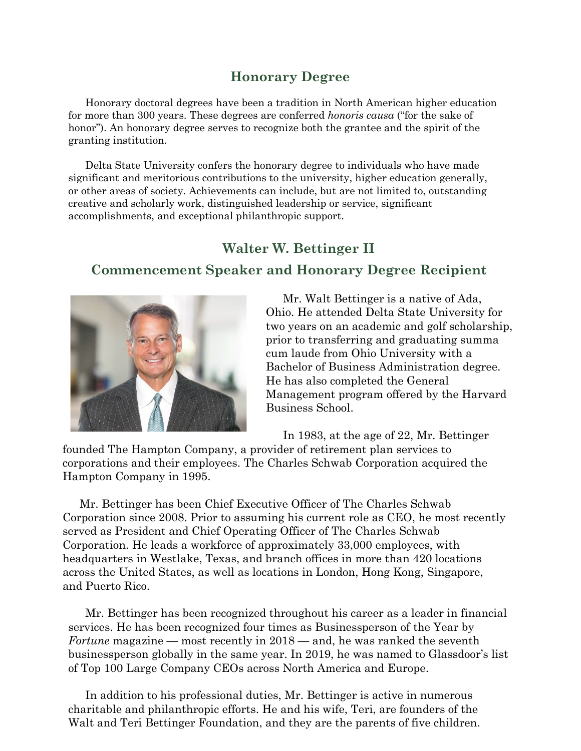## Honorary Degree

Honorary doctoral degrees have been a tradition in North American higher education for more than 300 years. These degrees are conferred *honoris causa* ("for the sake of honor"). An honorary degree serves to recognize both the grantee and the spirit of the granting institution.

Delta State University confers the honorary degree to individuals who have made significant and meritorious contributions to the university, higher education generally, or other areas of society. Achievements can include, but are not limited to, outstanding creative and scholarly work, distinguished leadership or service, significant accomplishments, and exceptional philanthropic support.

## Walter W. Bettinger II

### Commencement Speaker and Honorary Degree Recipient

Mr. Walt Bettinger is a native of Ada, Ohio. He attended Delta State University for two years on an academic and golf scholarship, prior to transferring and graduating summa cum laude from Ohio University with a Bachelor of Business Administration degree. He has also completed the General Management program offered by the Harvard Business School.

In 1983, at the age of 22, Mr. Bettinger founded The Hampton Company, a provider of retirement plan services to corporations and their employees. The Charles Schwab Corporation acquired the Hampton Company in 1995.

Mr. Bettinger has been Chief Executive Officer of The Charles Schwab Corporation since 2008. Prior to assuming his current role as CEO, he most recently served as President and Chief Operating Officer of The Charles Schwab Corporation. He leads a workforce of approximately 33,000 employees, with headquarters in Westlake, Texas, and branch offices in more than 420 locations across the United States, as well as locations in London, Hong Kong, Singapore, and Puerto Rico.

Mr. Bettinger has been recognized throughout his career as a leader in financial services. He has been recognized four times as Businessperson of the Year by *Fortune* magazine — most recently in 2018 — and, he was ranked the seventh businessperson globally in the same year. In 2019, he was named to Glassdoor's list of Top 100 Large Company CEOs across North America and Europe.

In addition to his professional duties, Mr. Bettinger is active in numerous charitable and philanthropic efforts. He and his wife, Teri, are founders of the Walt and Teri Bettinger Foundation, and they are the parents of five children.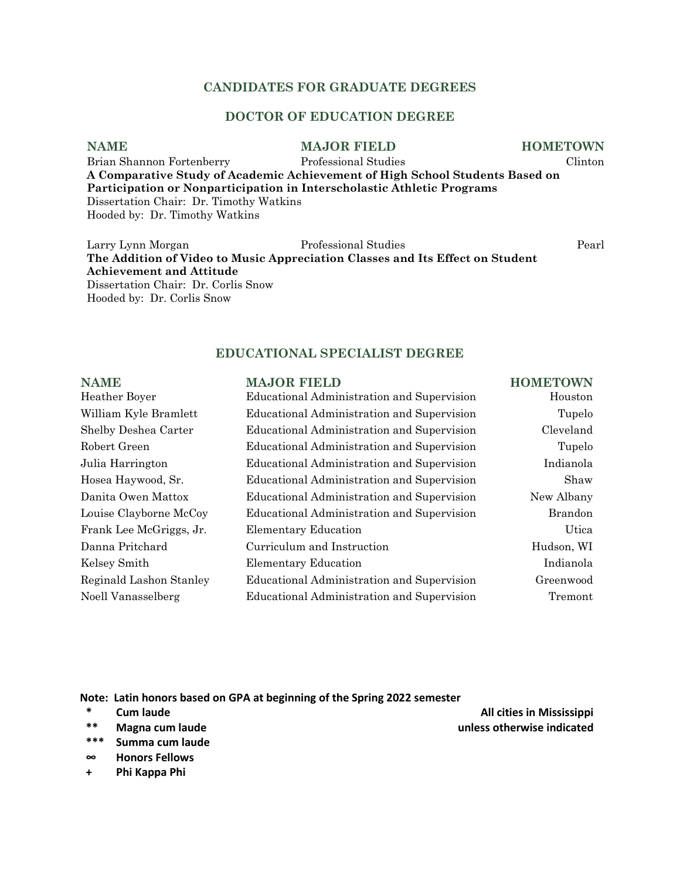## CANDIDATES FOR GRADUATE DEGREES

### DOCTOR OF EDUCATION DEGREE

| NAME | MAJOR FIELD | HOMETOWN |
|---|---|---|
| Brian Shannon Fortenberry | Professional Studies | Clinton |

**A Comparative Study of Academic Achievement of High School Students Based on Participation or Nonparticipation in Interscholastic Athletic Programs**
Dissertation Chair: Dr. Timothy Watkins
Hooded by: Dr. Timothy Watkins

| NAME | MAJOR FIELD | HOMETOWN |
|---|---|---|
| Larry Lynn Morgan | Professional Studies | Pearl |

**The Addition of Video to Music Appreciation Classes and Its Effect on Student Achievement and Attitude**
Dissertation Chair: Dr. Corlis Snow
Hooded by: Dr. Corlis Snow

### EDUCATIONAL SPECIALIST DEGREE

| NAME | MAJOR FIELD | HOMETOWN |
|---|---|---|
| Heather Boyer | Educational Administration and Supervision | Houston |
| William Kyle Bramlett | Educational Administration and Supervision | Tupelo |
| Shelby Deshea Carter | Educational Administration and Supervision | Cleveland |
| Robert Green | Educational Administration and Supervision | Tupelo |
| Julia Harrington | Educational Administration and Supervision | Indianola |
| Hosea Haywood, Sr. | Educational Administration and Supervision | Shaw |
| Danita Owen Mattox | Educational Administration and Supervision | New Albany |
| Louise Clayborne McCoy | Educational Administration and Supervision | Brandon |
| Frank Lee McGriggs, Jr. | Elementary Education | Utica |
| Danna Pritchard | Curriculum and Instruction | Hudson, WI |
| Kelsey Smith | Elementary Education | Indianola |
| Reginald Lashon Stanley | Educational Administration and Supervision | Greenwood |
| Noell Vanasselberg | Educational Administration and Supervision | Tremont |

**Note: Latin honors based on GPA at beginning of the Spring 2022 semester**

- **\*** **Cum laude**
- **\*\*** **Magna cum laude**
- **\*\*\*** **Summa cum laude**
- **∞** **Honors Fellows**
- **+** **Phi Kappa Phi**

**All cities in Mississippi unless otherwise indicated**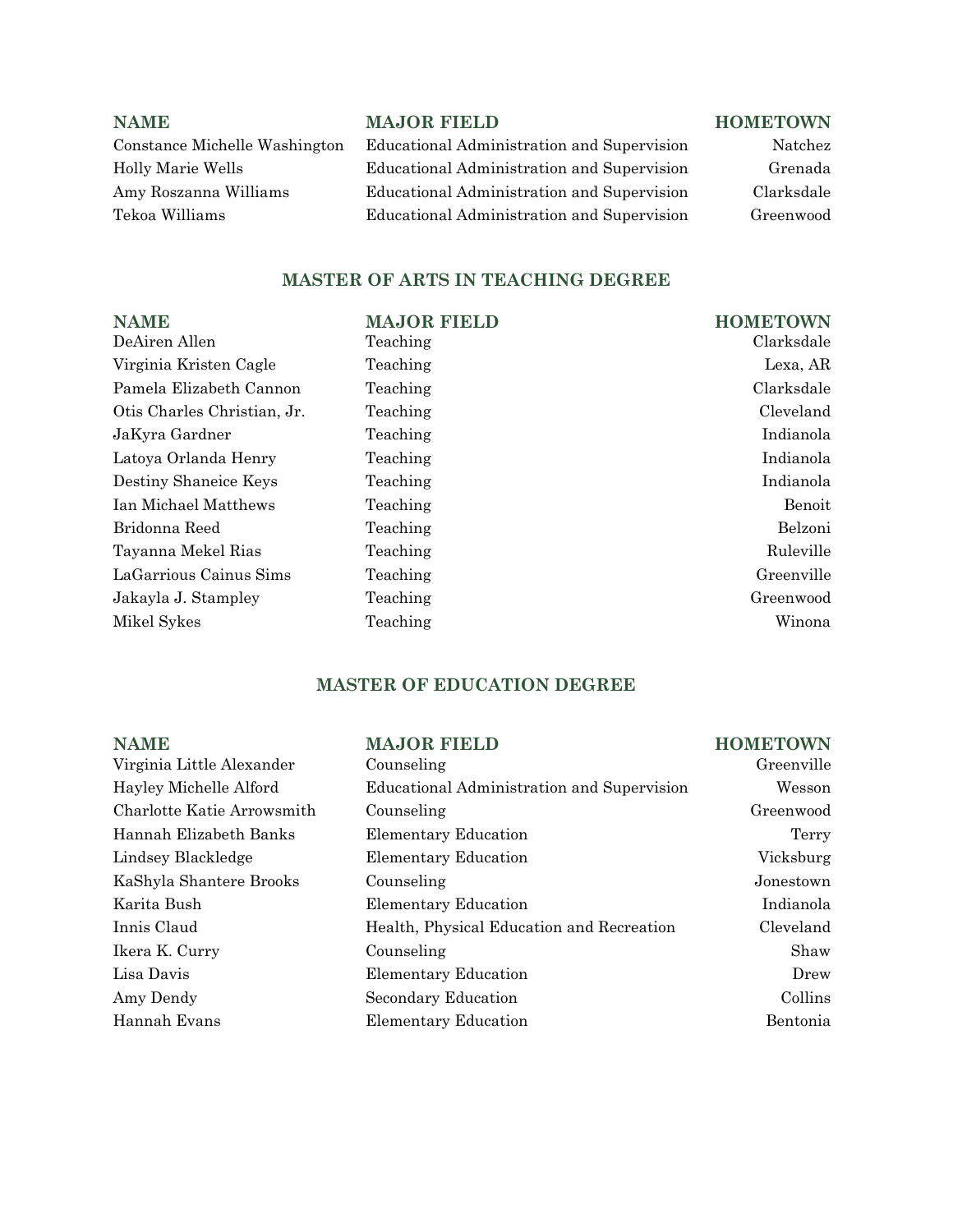| NAME | MAJOR FIELD | HOMETOWN |
| --- | --- | --- |
| Constance Michelle Washington | Educational Administration and Supervision | Natchez |
| Holly Marie Wells | Educational Administration and Supervision | Grenada |
| Amy Roszanna Williams | Educational Administration and Supervision | Clarksdale |
| Tekoa Williams | Educational Administration and Supervision | Greenwood |

## MASTER OF ARTS IN TEACHING DEGREE

| NAME | MAJOR FIELD | HOMETOWN |
| --- | --- | --- |
| DeAiren Allen | Teaching | Clarksdale |
| Virginia Kristen Cagle | Teaching | Lexa, AR |
| Pamela Elizabeth Cannon | Teaching | Clarksdale |
| Otis Charles Christian, Jr. | Teaching | Cleveland |
| JaKyra Gardner | Teaching | Indianola |
| Latoya Orlanda Henry | Teaching | Indianola |
| Destiny Shaneice Keys | Teaching | Indianola |
| Ian Michael Matthews | Teaching | Benoit |
| Bridonna Reed | Teaching | Belzoni |
| Tayanna Mekel Rias | Teaching | Ruleville |
| LaGarrious Cainus Sims | Teaching | Greenville |
| Jakayla J. Stampley | Teaching | Greenwood |
| Mikel Sykes | Teaching | Winona |

## MASTER OF EDUCATION DEGREE

| NAME | MAJOR FIELD | HOMETOWN |
| --- | --- | --- |
| Virginia Little Alexander | Counseling | Greenville |
| Hayley Michelle Alford | Educational Administration and Supervision | Wesson |
| Charlotte Katie Arrowsmith | Counseling | Greenwood |
| Hannah Elizabeth Banks | Elementary Education | Terry |
| Lindsey Blackledge | Elementary Education | Vicksburg |
| KaShyla Shantere Brooks | Counseling | Jonestown |
| Karita Bush | Elementary Education | Indianola |
| Innis Claud | Health, Physical Education and Recreation | Cleveland |
| Ikera K. Curry | Counseling | Shaw |
| Lisa Davis | Elementary Education | Drew |
| Amy Dendy | Secondary Education | Collins |
| Hannah Evans | Elementary Education | Bentonia |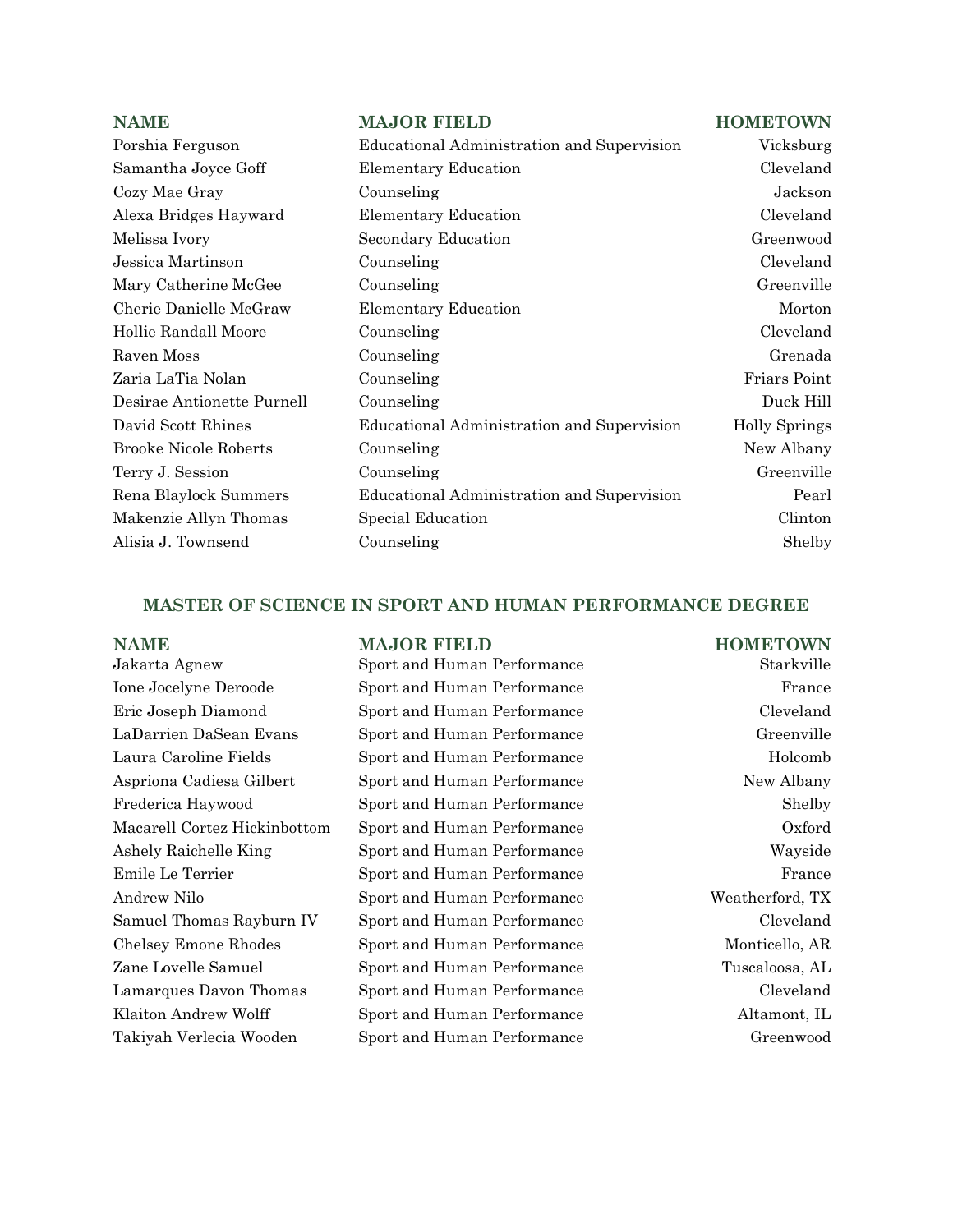| NAME | MAJOR FIELD | HOMETOWN |
|---|---|---|
| Porshia Ferguson | Educational Administration and Supervision | Vicksburg |
| Samantha Joyce Goff | Elementary Education | Cleveland |
| Cozy Mae Gray | Counseling | Jackson |
| Alexa Bridges Hayward | Elementary Education | Cleveland |
| Melissa Ivory | Secondary Education | Greenwood |
| Jessica Martinson | Counseling | Cleveland |
| Mary Catherine McGee | Counseling | Greenville |
| Cherie Danielle McGraw | Elementary Education | Morton |
| Hollie Randall Moore | Counseling | Cleveland |
| Raven Moss | Counseling | Grenada |
| Zaria LaTia Nolan | Counseling | Friars Point |
| Desirae Antionette Purnell | Counseling | Duck Hill |
| David Scott Rhines | Educational Administration and Supervision | Holly Springs |
| Brooke Nicole Roberts | Counseling | New Albany |
| Terry J. Session | Counseling | Greenville |
| Rena Blaylock Summers | Educational Administration and Supervision | Pearl |
| Makenzie Allyn Thomas | Special Education | Clinton |
| Alisia J. Townsend | Counseling | Shelby |

## MASTER OF SCIENCE IN SPORT AND HUMAN PERFORMANCE DEGREE

| NAME | MAJOR FIELD | HOMETOWN |
|---|---|---|
| Jakarta Agnew | Sport and Human Performance | Starkville |
| Ione Jocelyne Deroode | Sport and Human Performance | France |
| Eric Joseph Diamond | Sport and Human Performance | Cleveland |
| LaDarrien DaSean Evans | Sport and Human Performance | Greenville |
| Laura Caroline Fields | Sport and Human Performance | Holcomb |
| Aspriona Cadiesa Gilbert | Sport and Human Performance | New Albany |
| Frederica Haywood | Sport and Human Performance | Shelby |
| Macarell Cortez Hickinbottom | Sport and Human Performance | Oxford |
| Ashely Raichelle King | Sport and Human Performance | Wayside |
| Emile Le Terrier | Sport and Human Performance | France |
| Andrew Nilo | Sport and Human Performance | Weatherford, TX |
| Samuel Thomas Rayburn IV | Sport and Human Performance | Cleveland |
| Chelsey Emone Rhodes | Sport and Human Performance | Monticello, AR |
| Zane Lovelle Samuel | Sport and Human Performance | Tuscaloosa, AL |
| Lamarques Davon Thomas | Sport and Human Performance | Cleveland |
| Klaiton Andrew Wolff | Sport and Human Performance | Altamont, IL |
| Takiyah Verlecia Wooden | Sport and Human Performance | Greenwood |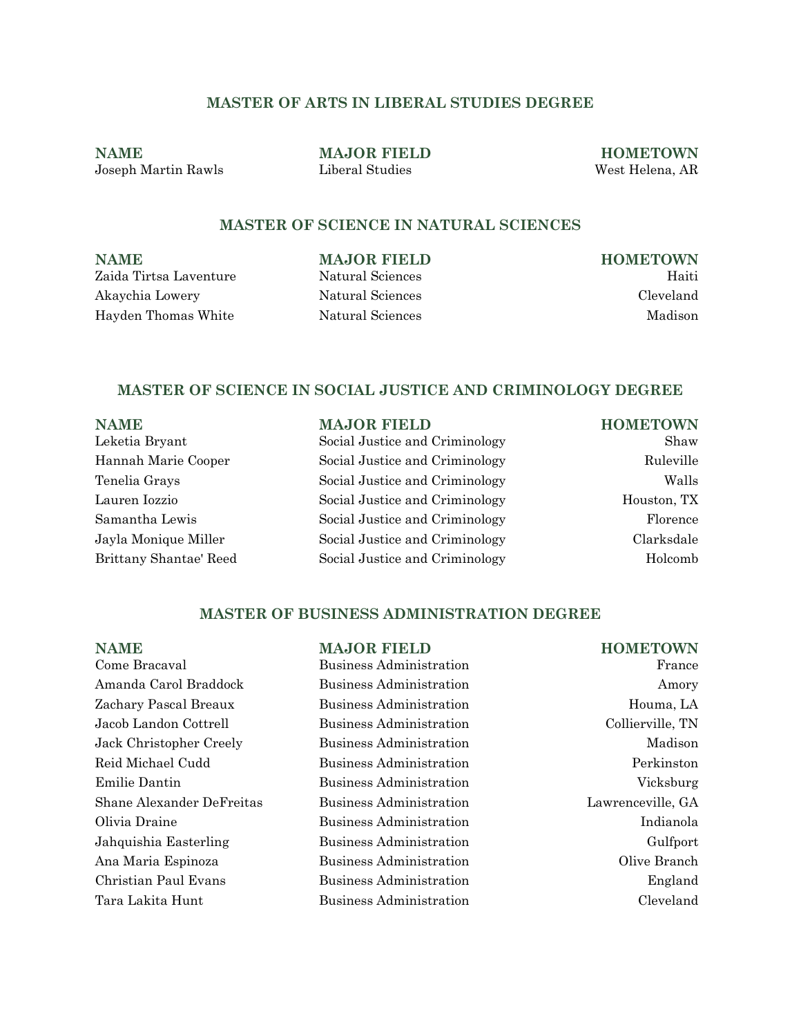## MASTER OF ARTS IN LIBERAL STUDIES DEGREE

| NAME | MAJOR FIELD | HOMETOWN |
| --- | --- | --- |
| Joseph Martin Rawls | Liberal Studies | West Helena, AR |

## MASTER OF SCIENCE IN NATURAL SCIENCES

| NAME | MAJOR FIELD | HOMETOWN |
| --- | --- | --- |
| Zaida Tirtsa Laventure | Natural Sciences | Haiti |
| Akaychia Lowery | Natural Sciences | Cleveland |
| Hayden Thomas White | Natural Sciences | Madison |

## MASTER OF SCIENCE IN SOCIAL JUSTICE AND CRIMINOLOGY DEGREE

| NAME | MAJOR FIELD | HOMETOWN |
| --- | --- | --- |
| Leketia Bryant | Social Justice and Criminology | Shaw |
| Hannah Marie Cooper | Social Justice and Criminology | Ruleville |
| Tenelia Grays | Social Justice and Criminology | Walls |
| Lauren Iozzio | Social Justice and Criminology | Houston, TX |
| Samantha Lewis | Social Justice and Criminology | Florence |
| Jayla Monique Miller | Social Justice and Criminology | Clarksdale |
| Brittany Shantae' Reed | Social Justice and Criminology | Holcomb |

## MASTER OF BUSINESS ADMINISTRATION DEGREE

| NAME | MAJOR FIELD | HOMETOWN |
| --- | --- | --- |
| Come Bracaval | Business Administration | France |
| Amanda Carol Braddock | Business Administration | Amory |
| Zachary Pascal Breaux | Business Administration | Houma, LA |
| Jacob Landon Cottrell | Business Administration | Collierville, TN |
| Jack Christopher Creely | Business Administration | Madison |
| Reid Michael Cudd | Business Administration | Perkinston |
| Emilie Dantin | Business Administration | Vicksburg |
| Shane Alexander DeFreitas | Business Administration | Lawrenceville, GA |
| Olivia Draine | Business Administration | Indianola |
| Jahquishia Easterling | Business Administration | Gulfport |
| Ana Maria Espinoza | Business Administration | Olive Branch |
| Christian Paul Evans | Business Administration | England |
| Tara Lakita Hunt | Business Administration | Cleveland |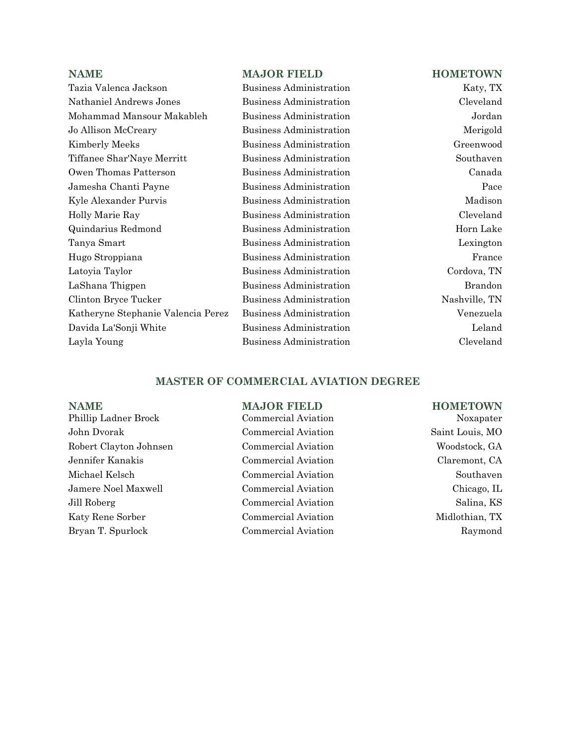| NAME | MAJOR FIELD | HOMETOWN |
|---|---|---|
| Tazia Valenca Jackson | Business Administration | Katy, TX |
| Nathaniel Andrews Jones | Business Administration | Cleveland |
| Mohammad Mansour Makableh | Business Administration | Jordan |
| Jo Allison McCreary | Business Administration | Merigold |
| Kimberly Meeks | Business Administration | Greenwood |
| Tiffanee Shar'Naye Merritt | Business Administration | Southaven |
| Owen Thomas Patterson | Business Administration | Canada |
| Jamesha Chanti Payne | Business Administration | Pace |
| Kyle Alexander Purvis | Business Administration | Madison |
| Holly Marie Ray | Business Administration | Cleveland |
| Quindarius Redmond | Business Administration | Horn Lake |
| Tanya Smart | Business Administration | Lexington |
| Hugo Stroppiana | Business Administration | France |
| Latoyia Taylor | Business Administration | Cordova, TN |
| LaShana Thigpen | Business Administration | Brandon |
| Clinton Bryce Tucker | Business Administration | Nashville, TN |
| Katheryne Stephanie Valencia Perez | Business Administration | Venezuela |
| Davida La'Sonji White | Business Administration | Leland |
| Layla Young | Business Administration | Cleveland |

## MASTER OF COMMERCIAL AVIATION DEGREE

| NAME | MAJOR FIELD | HOMETOWN |
|---|---|---|
| Phillip Ladner Brock | Commercial Aviation | Noxapater |
| John Dvorak | Commercial Aviation | Saint Louis, MO |
| Robert Clayton Johnsen | Commercial Aviation | Woodstock, GA |
| Jennifer Kanakis | Commercial Aviation | Claremont, CA |
| Michael Kelsch | Commercial Aviation | Southaven |
| Jamere Noel Maxwell | Commercial Aviation | Chicago, IL |
| Jill Roberg | Commercial Aviation | Salina, KS |
| Katy Rene Sorber | Commercial Aviation | Midlothian, TX |
| Bryan T. Spurlock | Commercial Aviation | Raymond |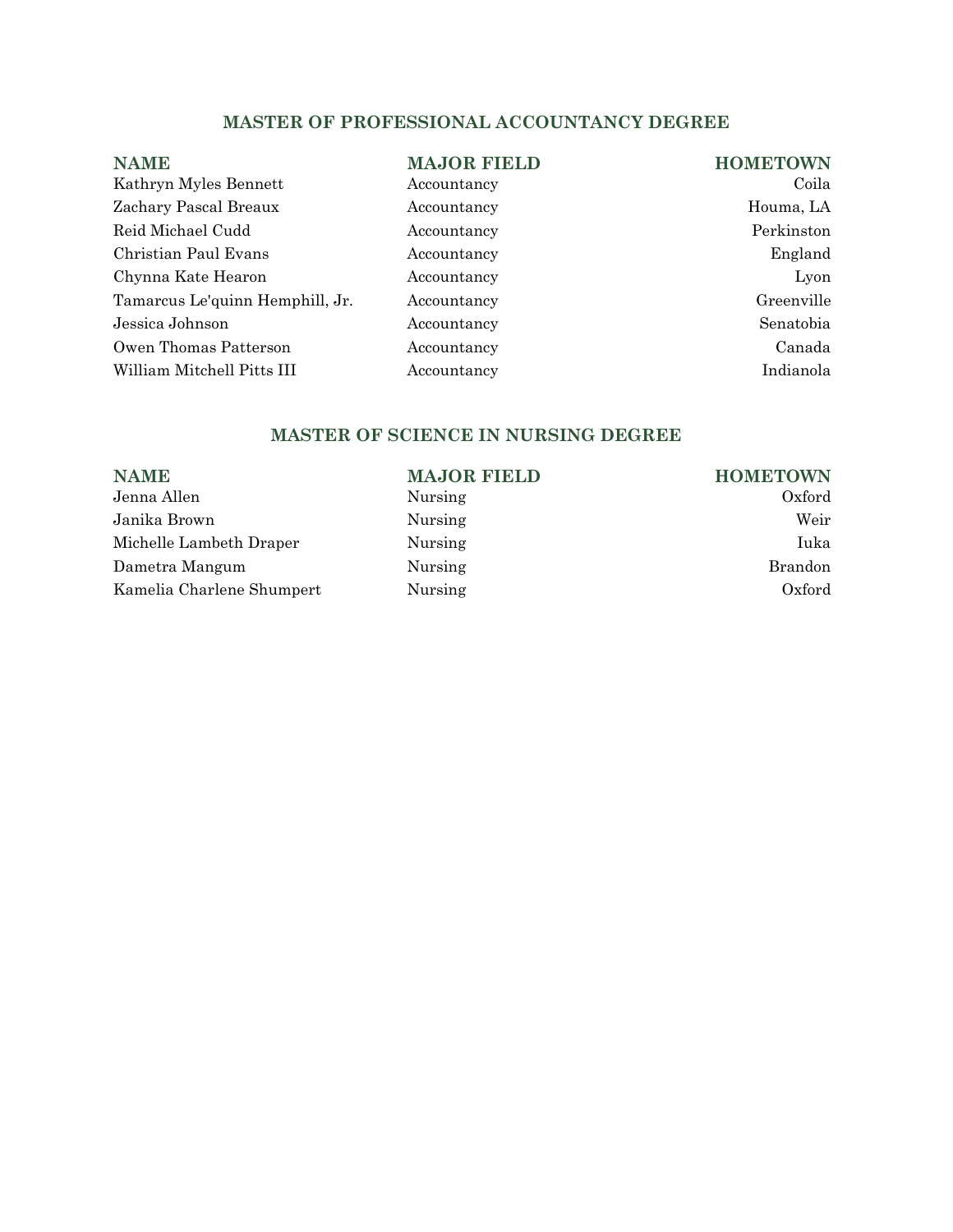## MASTER OF PROFESSIONAL ACCOUNTANCY DEGREE

| NAME | MAJOR FIELD | HOMETOWN |
| --- | --- | --- |
| Kathryn Myles Bennett | Accountancy | Coila |
| Zachary Pascal Breaux | Accountancy | Houma, LA |
| Reid Michael Cudd | Accountancy | Perkinston |
| Christian Paul Evans | Accountancy | England |
| Chynna Kate Hearon | Accountancy | Lyon |
| Tamarcus Le'quinn Hemphill, Jr. | Accountancy | Greenville |
| Jessica Johnson | Accountancy | Senatobia |
| Owen Thomas Patterson | Accountancy | Canada |
| William Mitchell Pitts III | Accountancy | Indianola |

## MASTER OF SCIENCE IN NURSING DEGREE

| NAME | MAJOR FIELD | HOMETOWN |
| --- | --- | --- |
| Jenna Allen | Nursing | Oxford |
| Janika Brown | Nursing | Weir |
| Michelle Lambeth Draper | Nursing | Iuka |
| Dametra Mangum | Nursing | Brandon |
| Kamelia Charlene Shumpert | Nursing | Oxford |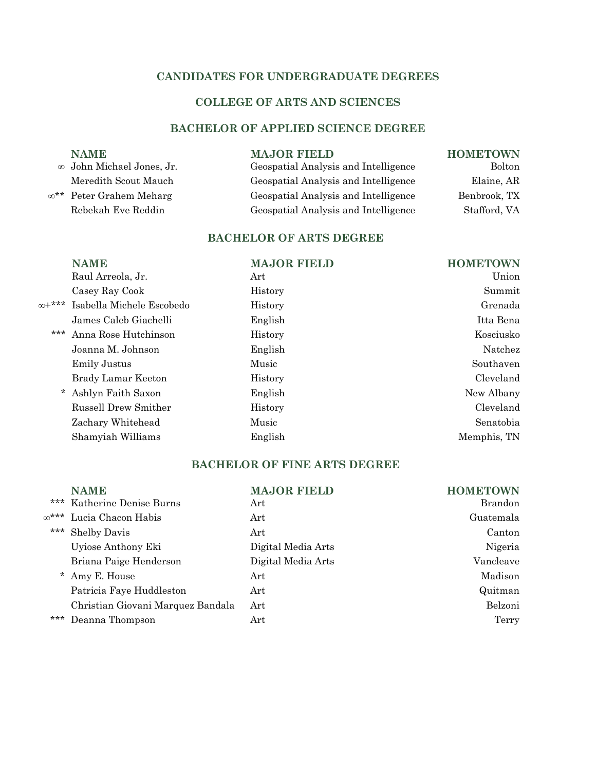## CANDIDATES FOR UNDERGRADUATE DEGREES

## COLLEGE OF ARTS AND SCIENCES

### BACHELOR OF APPLIED SCIENCE DEGREE

| | NAME | MAJOR FIELD | HOMETOWN |
|---|---|---|---|
| ∞ | John Michael Jones, Jr. | Geospatial Analysis and Intelligence | Bolton |
| | Meredith Scout Mauch | Geospatial Analysis and Intelligence | Elaine, AR |
| ∞** | Peter Grahem Meharg | Geospatial Analysis and Intelligence | Benbrook, TX |
| | Rebekah Eve Reddin | Geospatial Analysis and Intelligence | Stafford, VA |

### BACHELOR OF ARTS DEGREE

| | NAME | MAJOR FIELD | HOMETOWN |
|---|---|---|---|
| | Raul Arreola, Jr. | Art | Union |
| | Casey Ray Cook | History | Summit |
| ∞+*** | Isabella Michele Escobedo | History | Grenada |
| | James Caleb Giachelli | English | Itta Bena |
| *** | Anna Rose Hutchinson | History | Kosciusko |
| | Joanna M. Johnson | English | Natchez |
| | Emily Justus | Music | Southaven |
| | Brady Lamar Keeton | History | Cleveland |
| * | Ashlyn Faith Saxon | English | New Albany |
| | Russell Drew Smither | History | Cleveland |
| | Zachary Whitehead | Music | Senatobia |
| | Shamyiah Williams | English | Memphis, TN |

### BACHELOR OF FINE ARTS DEGREE

| | NAME | MAJOR FIELD | HOMETOWN |
|---|---|---|---|
| *** | Katherine Denise Burns | Art | Brandon |
| ∞*** | Lucia Chacon Habis | Art | Guatemala |
| *** | Shelby Davis | Art | Canton |
| | Uyiose Anthony Eki | Digital Media Arts | Nigeria |
| | Briana Paige Henderson | Digital Media Arts | Vancleave |
| * | Amy E. House | Art | Madison |
| | Patricia Faye Huddleston | Art | Quitman |
| | Christian Giovani Marquez Bandala | Art | Belzoni |
| *** | Deanna Thompson | Art | Terry |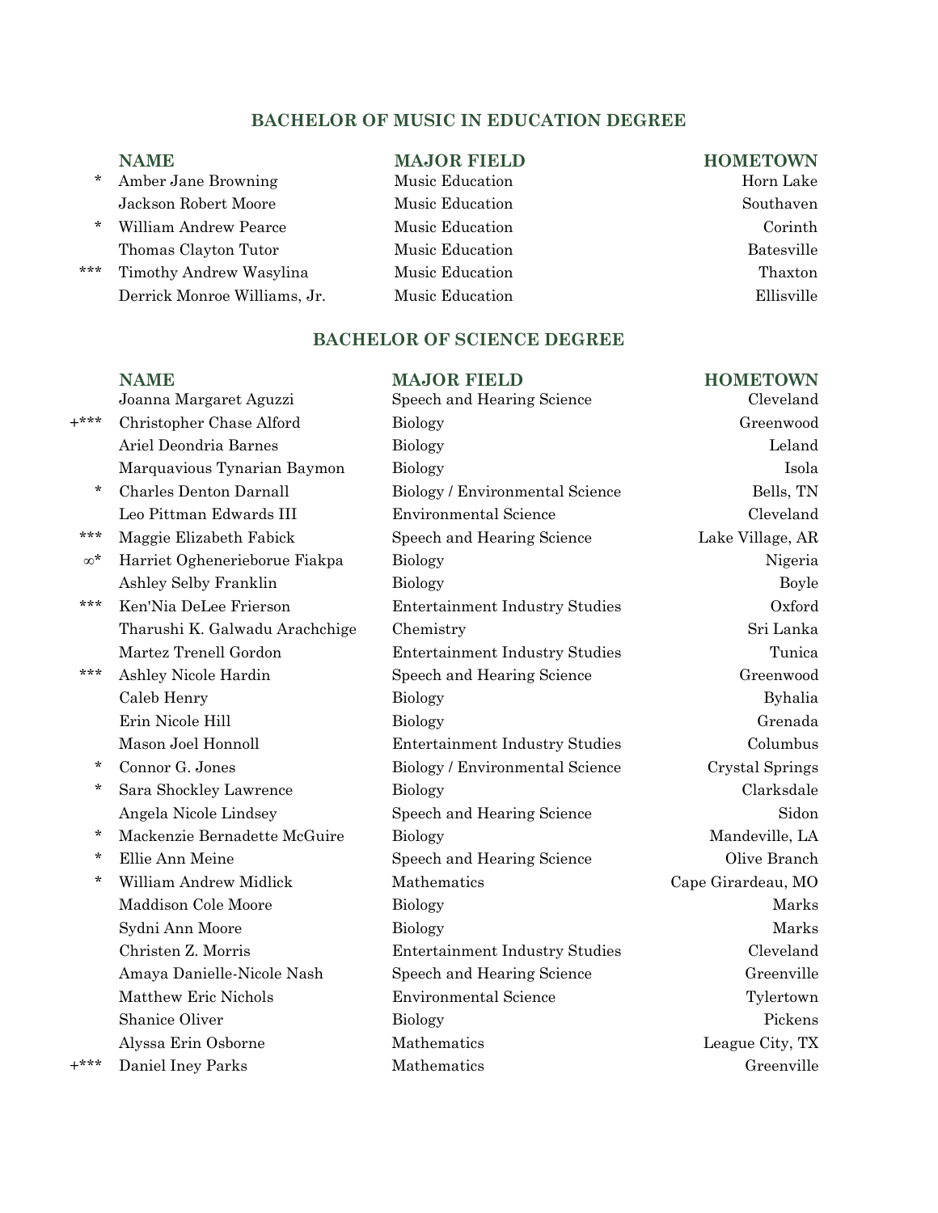## BACHELOR OF MUSIC IN EDUCATION DEGREE

| | NAME | MAJOR FIELD | HOMETOWN |
|---|---|---|---|
| * | Amber Jane Browning | Music Education | Horn Lake |
| | Jackson Robert Moore | Music Education | Southaven |
| * | William Andrew Pearce | Music Education | Corinth |
| | Thomas Clayton Tutor | Music Education | Batesville |
| *** | Timothy Andrew Wasylina | Music Education | Thaxton |
| | Derrick Monroe Williams, Jr. | Music Education | Ellisville |

## BACHELOR OF SCIENCE DEGREE

| | NAME | MAJOR FIELD | HOMETOWN |
|---|---|---|---|
| | Joanna Margaret Aguzzi | Speech and Hearing Science | Cleveland |
| +*** | Christopher Chase Alford | Biology | Greenwood |
| | Ariel Deondria Barnes | Biology | Leland |
| | Marquavious Tynarian Baymon | Biology | Isola |
| * | Charles Denton Darnall | Biology / Environmental Science | Bells, TN |
| | Leo Pittman Edwards III | Environmental Science | Cleveland |
| *** | Maggie Elizabeth Fabick | Speech and Hearing Science | Lake Village, AR |
| ∞* | Harriet Oghenerieborue Fiakpa | Biology | Nigeria |
| | Ashley Selby Franklin | Biology | Boyle |
| *** | Ken'Nia DeLee Frierson | Entertainment Industry Studies | Oxford |
| | Tharushi K. Galwadu Arachchige | Chemistry | Sri Lanka |
| | Martez Trenell Gordon | Entertainment Industry Studies | Tunica |
| *** | Ashley Nicole Hardin | Speech and Hearing Science | Greenwood |
| | Caleb Henry | Biology | Byhalia |
| | Erin Nicole Hill | Biology | Grenada |
| | Mason Joel Honnoll | Entertainment Industry Studies | Columbus |
| * | Connor G. Jones | Biology / Environmental Science | Crystal Springs |
| * | Sara Shockley Lawrence | Biology | Clarksdale |
| | Angela Nicole Lindsey | Speech and Hearing Science | Sidon |
| * | Mackenzie Bernadette McGuire | Biology | Mandeville, LA |
| * | Ellie Ann Meine | Speech and Hearing Science | Olive Branch |
| * | William Andrew Midlick | Mathematics | Cape Girardeau, MO |
| | Maddison Cole Moore | Biology | Marks |
| | Sydni Ann Moore | Biology | Marks |
| | Christen Z. Morris | Entertainment Industry Studies | Cleveland |
| | Amaya Danielle-Nicole Nash | Speech and Hearing Science | Greenville |
| | Matthew Eric Nichols | Environmental Science | Tylertown |
| | Shanice Oliver | Biology | Pickens |
| | Alyssa Erin Osborne | Mathematics | League City, TX |
| +*** | Daniel Iney Parks | Mathematics | Greenville |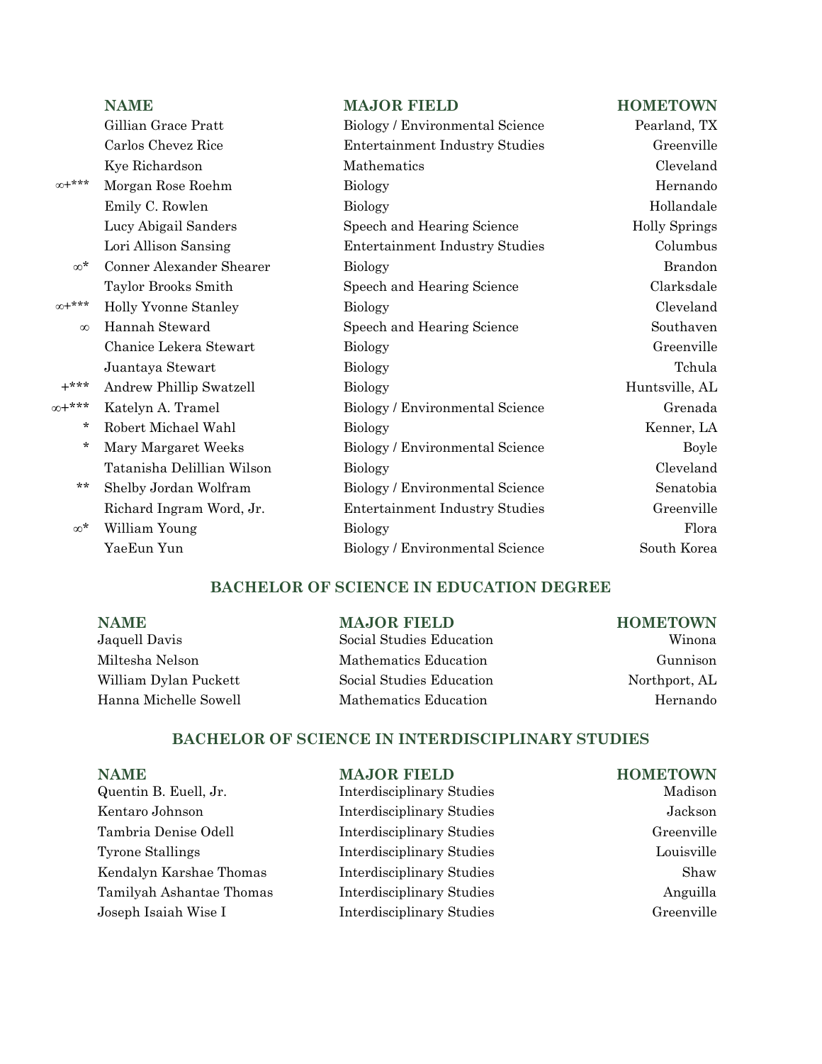| | NAME | MAJOR FIELD | HOMETOWN |
|---|---|---|---|
| | Gillian Grace Pratt | Biology / Environmental Science | Pearland, TX |
| | Carlos Chevez Rice | Entertainment Industry Studies | Greenville |
| | Kye Richardson | Mathematics | Cleveland |
| ∞+*** | Morgan Rose Roehm | Biology | Hernando |
| | Emily C. Rowlen | Biology | Hollandale |
| | Lucy Abigail Sanders | Speech and Hearing Science | Holly Springs |
| | Lori Allison Sansing | Entertainment Industry Studies | Columbus |
| ∞* | Conner Alexander Shearer | Biology | Brandon |
| | Taylor Brooks Smith | Speech and Hearing Science | Clarksdale |
| ∞+*** | Holly Yvonne Stanley | Biology | Cleveland |
| ∞ | Hannah Steward | Speech and Hearing Science | Southaven |
| | Chanice Lekera Stewart | Biology | Greenville |
| | Juantaya Stewart | Biology | Tchula |
| +*** | Andrew Phillip Swatzell | Biology | Huntsville, AL |
| ∞+*** | Katelyn A. Tramel | Biology / Environmental Science | Grenada |
| * | Robert Michael Wahl | Biology | Kenner, LA |
| * | Mary Margaret Weeks | Biology / Environmental Science | Boyle |
| | Tatanisha Delillian Wilson | Biology | Cleveland |
| ** | Shelby Jordan Wolfram | Biology / Environmental Science | Senatobia |
| | Richard Ingram Word, Jr. | Entertainment Industry Studies | Greenville |
| ∞* | William Young | Biology | Flora |
| | YaeEun Yun | Biology / Environmental Science | South Korea |

## BACHELOR OF SCIENCE IN EDUCATION DEGREE

| NAME | MAJOR FIELD | HOMETOWN |
|---|---|---|
| Jaquell Davis | Social Studies Education | Winona |
| Miltesha Nelson | Mathematics Education | Gunnison |
| William Dylan Puckett | Social Studies Education | Northport, AL |
| Hanna Michelle Sowell | Mathematics Education | Hernando |

## BACHELOR OF SCIENCE IN INTERDISCIPLINARY STUDIES

| NAME | MAJOR FIELD | HOMETOWN |
|---|---|---|
| Quentin B. Euell, Jr. | Interdisciplinary Studies | Madison |
| Kentaro Johnson | Interdisciplinary Studies | Jackson |
| Tambria Denise Odell | Interdisciplinary Studies | Greenville |
| Tyrone Stallings | Interdisciplinary Studies | Louisville |
| Kendalyn Karshae Thomas | Interdisciplinary Studies | Shaw |
| Tamilyah Ashantae Thomas | Interdisciplinary Studies | Anguilla |
| Joseph Isaiah Wise I | Interdisciplinary Studies | Greenville |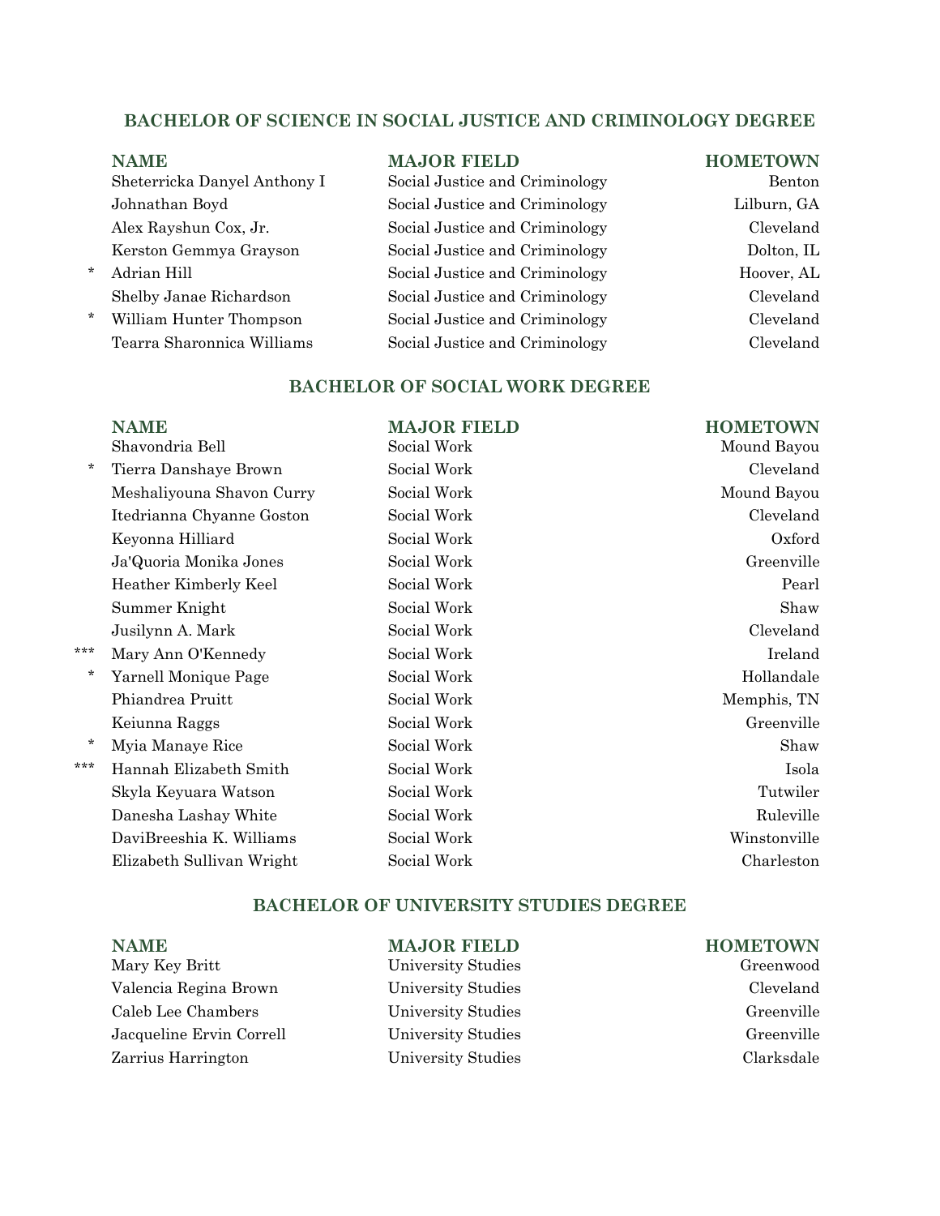## BACHELOR OF SCIENCE IN SOCIAL JUSTICE AND CRIMINOLOGY DEGREE

| | NAME | MAJOR FIELD | HOMETOWN |
|---|---|---|---|
| | Sheterricka Danyel Anthony I | Social Justice and Criminology | Benton |
| | Johnathan Boyd | Social Justice and Criminology | Lilburn, GA |
| | Alex Rayshun Cox, Jr. | Social Justice and Criminology | Cleveland |
| | Kerston Gemmya Grayson | Social Justice and Criminology | Dolton, IL |
| * | Adrian Hill | Social Justice and Criminology | Hoover, AL |
| | Shelby Janae Richardson | Social Justice and Criminology | Cleveland |
| * | William Hunter Thompson | Social Justice and Criminology | Cleveland |
| | Tearra Sharonnica Williams | Social Justice and Criminology | Cleveland |

## BACHELOR OF SOCIAL WORK DEGREE

| | NAME | MAJOR FIELD | HOMETOWN |
|---|---|---|---|
| | Shavondria Bell | Social Work | Mound Bayou |
| * | Tierra Danshaye Brown | Social Work | Cleveland |
| | Meshaliyouna Shavon Curry | Social Work | Mound Bayou |
| | Itedrianna Chyanne Goston | Social Work | Cleveland |
| | Keyonna Hilliard | Social Work | Oxford |
| | Ja'Quoria Monika Jones | Social Work | Greenville |
| | Heather Kimberly Keel | Social Work | Pearl |
| | Summer Knight | Social Work | Shaw |
| | Jusilynn A. Mark | Social Work | Cleveland |
| *** | Mary Ann O'Kennedy | Social Work | Ireland |
| * | Yarnell Monique Page | Social Work | Hollandale |
| | Phiandrea Pruitt | Social Work | Memphis, TN |
| | Keiunna Raggs | Social Work | Greenville |
| * | Myia Manaye Rice | Social Work | Shaw |
| *** | Hannah Elizabeth Smith | Social Work | Isola |
| | Skyla Keyuara Watson | Social Work | Tutwiler |
| | Danesha Lashay White | Social Work | Ruleville |
| | DaviBreeshia K. Williams | Social Work | Winstonville |
| | Elizabeth Sullivan Wright | Social Work | Charleston |

## BACHELOR OF UNIVERSITY STUDIES DEGREE

| NAME | MAJOR FIELD | HOMETOWN |
|---|---|---|
| Mary Key Britt | University Studies | Greenwood |
| Valencia Regina Brown | University Studies | Cleveland |
| Caleb Lee Chambers | University Studies | Greenville |
| Jacqueline Ervin Correll | University Studies | Greenville |
| Zarrius Harrington | University Studies | Clarksdale |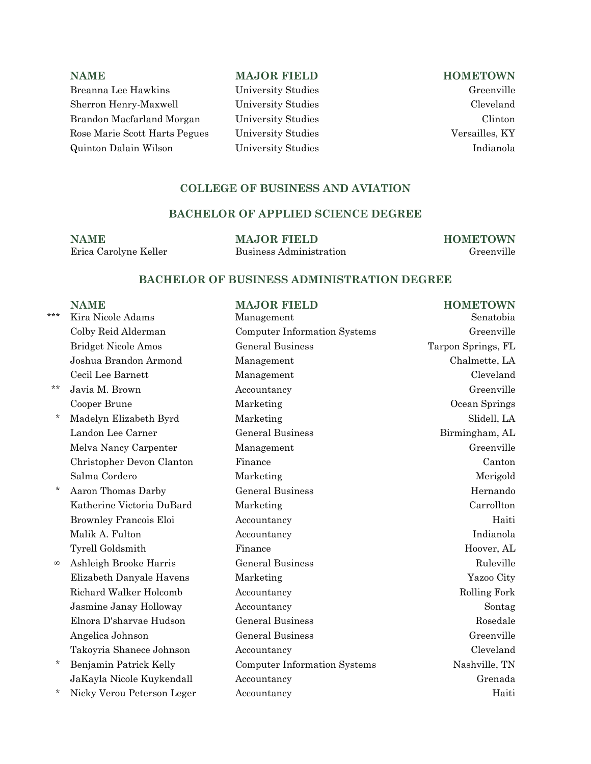| NAME | MAJOR FIELD | HOMETOWN |
| --- | --- | --- |
| Breanna Lee Hawkins | University Studies | Greenville |
| Sherron Henry-Maxwell | University Studies | Cleveland |
| Brandon Macfarland Morgan | University Studies | Clinton |
| Rose Marie Scott Harts Pegues | University Studies | Versailles, KY |
| Quinton Dalain Wilson | University Studies | Indianola |

## COLLEGE OF BUSINESS AND AVIATION

### BACHELOR OF APPLIED SCIENCE DEGREE

| NAME | MAJOR FIELD | HOMETOWN |
| --- | --- | --- |
| Erica Carolyne Keller | Business Administration | Greenville |

### BACHELOR OF BUSINESS ADMINISTRATION DEGREE

| | NAME | MAJOR FIELD | HOMETOWN |
| --- | --- | --- | --- |
| *** | Kira Nicole Adams | Management | Senatobia |
| | Colby Reid Alderman | Computer Information Systems | Greenville |
| | Bridget Nicole Amos | General Business | Tarpon Springs, FL |
| | Joshua Brandon Armond | Management | Chalmette, LA |
| | Cecil Lee Barnett | Management | Cleveland |
| ** | Javia M. Brown | Accountancy | Greenville |
| | Cooper Brune | Marketing | Ocean Springs |
| * | Madelyn Elizabeth Byrd | Marketing | Slidell, LA |
| | Landon Lee Carner | General Business | Birmingham, AL |
| | Melva Nancy Carpenter | Management | Greenville |
| | Christopher Devon Clanton | Finance | Canton |
| | Salma Cordero | Marketing | Merigold |
| * | Aaron Thomas Darby | General Business | Hernando |
| | Katherine Victoria DuBard | Marketing | Carrollton |
| | Brownley Francois Eloi | Accountancy | Haiti |
| | Malik A. Fulton | Accountancy | Indianola |
| | Tyrell Goldsmith | Finance | Hoover, AL |
| ∞ | Ashleigh Brooke Harris | General Business | Ruleville |
| | Elizabeth Danyale Havens | Marketing | Yazoo City |
| | Richard Walker Holcomb | Accountancy | Rolling Fork |
| | Jasmine Janay Holloway | Accountancy | Sontag |
| | Elnora D'sharvae Hudson | General Business | Rosedale |
| | Angelica Johnson | General Business | Greenville |
| | Takoyria Shanece Johnson | Accountancy | Cleveland |
| * | Benjamin Patrick Kelly | Computer Information Systems | Nashville, TN |
| | JaKayla Nicole Kuykendall | Accountancy | Grenada |
| * | Nicky Verou Peterson Leger | Accountancy | Haiti |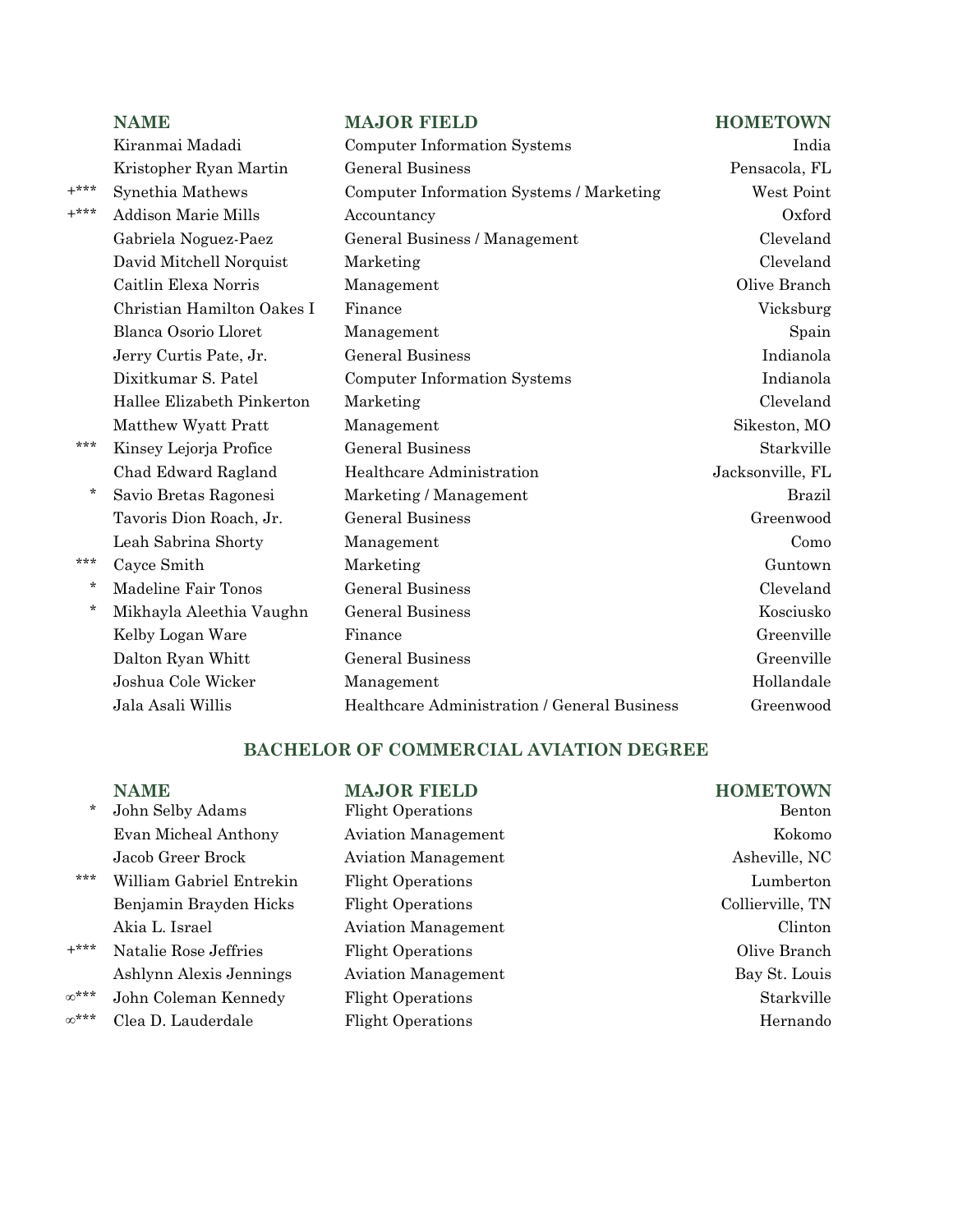| | NAME | MAJOR FIELD | HOMETOWN |
|---|---|---|---|
| | Kiranmai Madadi | Computer Information Systems | India |
| | Kristopher Ryan Martin | General Business | Pensacola, FL |
| +*** | Synethia Mathews | Computer Information Systems / Marketing | West Point |
| +*** | Addison Marie Mills | Accountancy | Oxford |
| | Gabriela Noguez-Paez | General Business / Management | Cleveland |
| | David Mitchell Norquist | Marketing | Cleveland |
| | Caitlin Elexa Norris | Management | Olive Branch |
| | Christian Hamilton Oakes I | Finance | Vicksburg |
| | Blanca Osorio Lloret | Management | Spain |
| | Jerry Curtis Pate, Jr. | General Business | Indianola |
| | Dixitkumar S. Patel | Computer Information Systems | Indianola |
| | Hallee Elizabeth Pinkerton | Marketing | Cleveland |
| | Matthew Wyatt Pratt | Management | Sikeston, MO |
| *** | Kinsey Lejorja Profice | General Business | Starkville |
| | Chad Edward Ragland | Healthcare Administration | Jacksonville, FL |
| * | Savio Bretas Ragonesi | Marketing / Management | Brazil |
| | Tavoris Dion Roach, Jr. | General Business | Greenwood |
| | Leah Sabrina Shorty | Management | Como |
| *** | Cayce Smith | Marketing | Guntown |
| * | Madeline Fair Tonos | General Business | Cleveland |
| * | Mikhayla Aleethia Vaughn | General Business | Kosciusko |
| | Kelby Logan Ware | Finance | Greenville |
| | Dalton Ryan Whitt | General Business | Greenville |
| | Joshua Cole Wicker | Management | Hollandale |
| | Jala Asali Willis | Healthcare Administration / General Business | Greenwood |

## BACHELOR OF COMMERCIAL AVIATION DEGREE

| | NAME | MAJOR FIELD | HOMETOWN |
|---|---|---|---|
| * | John Selby Adams | Flight Operations | Benton |
| | Evan Micheal Anthony | Aviation Management | Kokomo |
| | Jacob Greer Brock | Aviation Management | Asheville, NC |
| *** | William Gabriel Entrekin | Flight Operations | Lumberton |
| | Benjamin Brayden Hicks | Flight Operations | Collierville, TN |
| | Akia L. Israel | Aviation Management | Clinton |
| +*** | Natalie Rose Jeffries | Flight Operations | Olive Branch |
| | Ashlynn Alexis Jennings | Aviation Management | Bay St. Louis |
| ∞*** | John Coleman Kennedy | Flight Operations | Starkville |
| ∞*** | Clea D. Lauderdale | Flight Operations | Hernando |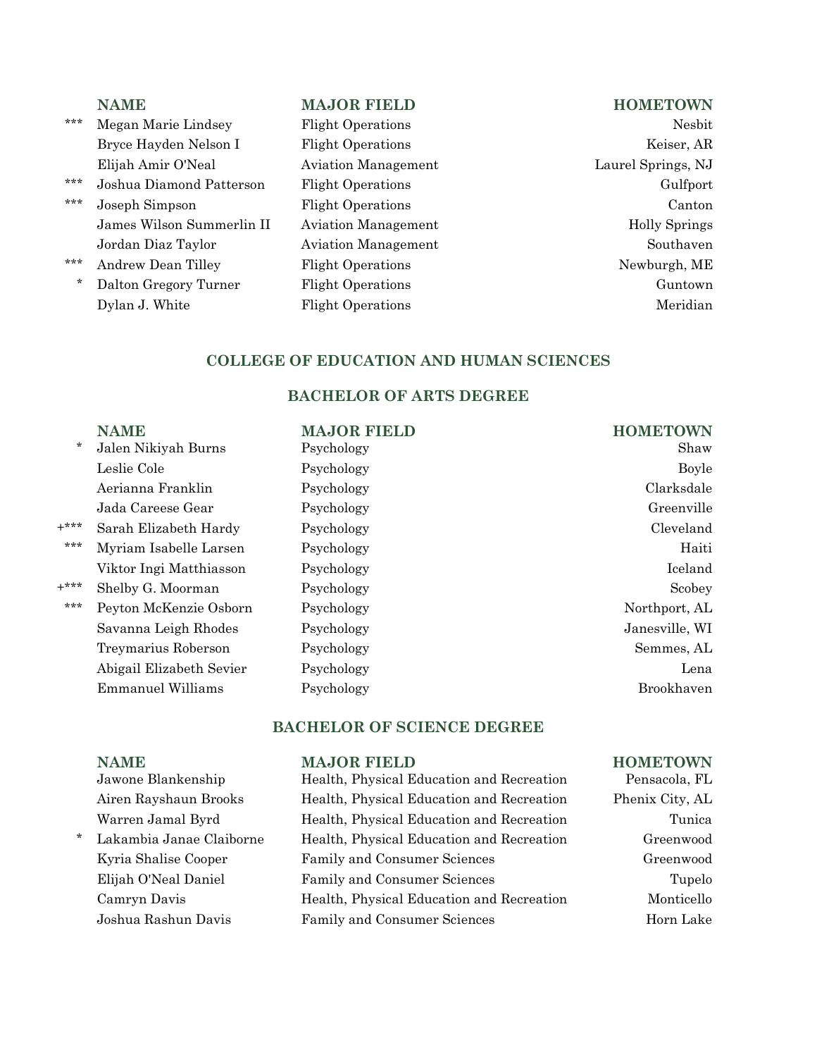| | NAME | MAJOR FIELD | HOMETOWN |
|---|---|---|---|
| *** | Megan Marie Lindsey | Flight Operations | Nesbit |
| | Bryce Hayden Nelson I | Flight Operations | Keiser, AR |
| | Elijah Amir O'Neal | Aviation Management | Laurel Springs, NJ |
| *** | Joshua Diamond Patterson | Flight Operations | Gulfport |
| *** | Joseph Simpson | Flight Operations | Canton |
| | James Wilson Summerlin II | Aviation Management | Holly Springs |
| | Jordan Diaz Taylor | Aviation Management | Southaven |
| *** | Andrew Dean Tilley | Flight Operations | Newburgh, ME |
| * | Dalton Gregory Turner | Flight Operations | Guntown |
| | Dylan J. White | Flight Operations | Meridian |

## COLLEGE OF EDUCATION AND HUMAN SCIENCES

### BACHELOR OF ARTS DEGREE

| | NAME | MAJOR FIELD | HOMETOWN |
|---|---|---|---|
| * | Jalen Nikiyah Burns | Psychology | Shaw |
| | Leslie Cole | Psychology | Boyle |
| | Aerianna Franklin | Psychology | Clarksdale |
| | Jada Careese Gear | Psychology | Greenville |
| +*** | Sarah Elizabeth Hardy | Psychology | Cleveland |
| *** | Myriam Isabelle Larsen | Psychology | Haiti |
| | Viktor Ingi Matthiasson | Psychology | Iceland |
| +*** | Shelby G. Moorman | Psychology | Scobey |
| *** | Peyton McKenzie Osborn | Psychology | Northport, AL |
| | Savanna Leigh Rhodes | Psychology | Janesville, WI |
| | Treymarius Roberson | Psychology | Semmes, AL |
| | Abigail Elizabeth Sevier | Psychology | Lena |
| | Emmanuel Williams | Psychology | Brookhaven |

### BACHELOR OF SCIENCE DEGREE

| | NAME | MAJOR FIELD | HOMETOWN |
|---|---|---|---|
| | Jawone Blankenship | Health, Physical Education and Recreation | Pensacola, FL |
| | Airen Rayshaun Brooks | Health, Physical Education and Recreation | Phenix City, AL |
| | Warren Jamal Byrd | Health, Physical Education and Recreation | Tunica |
| * | Lakambia Janae Claiborne | Health, Physical Education and Recreation | Greenwood |
| | Kyria Shalise Cooper | Family and Consumer Sciences | Greenwood |
| | Elijah O'Neal Daniel | Family and Consumer Sciences | Tupelo |
| | Camryn Davis | Health, Physical Education and Recreation | Monticello |
| | Joshua Rashun Davis | Family and Consumer Sciences | Horn Lake |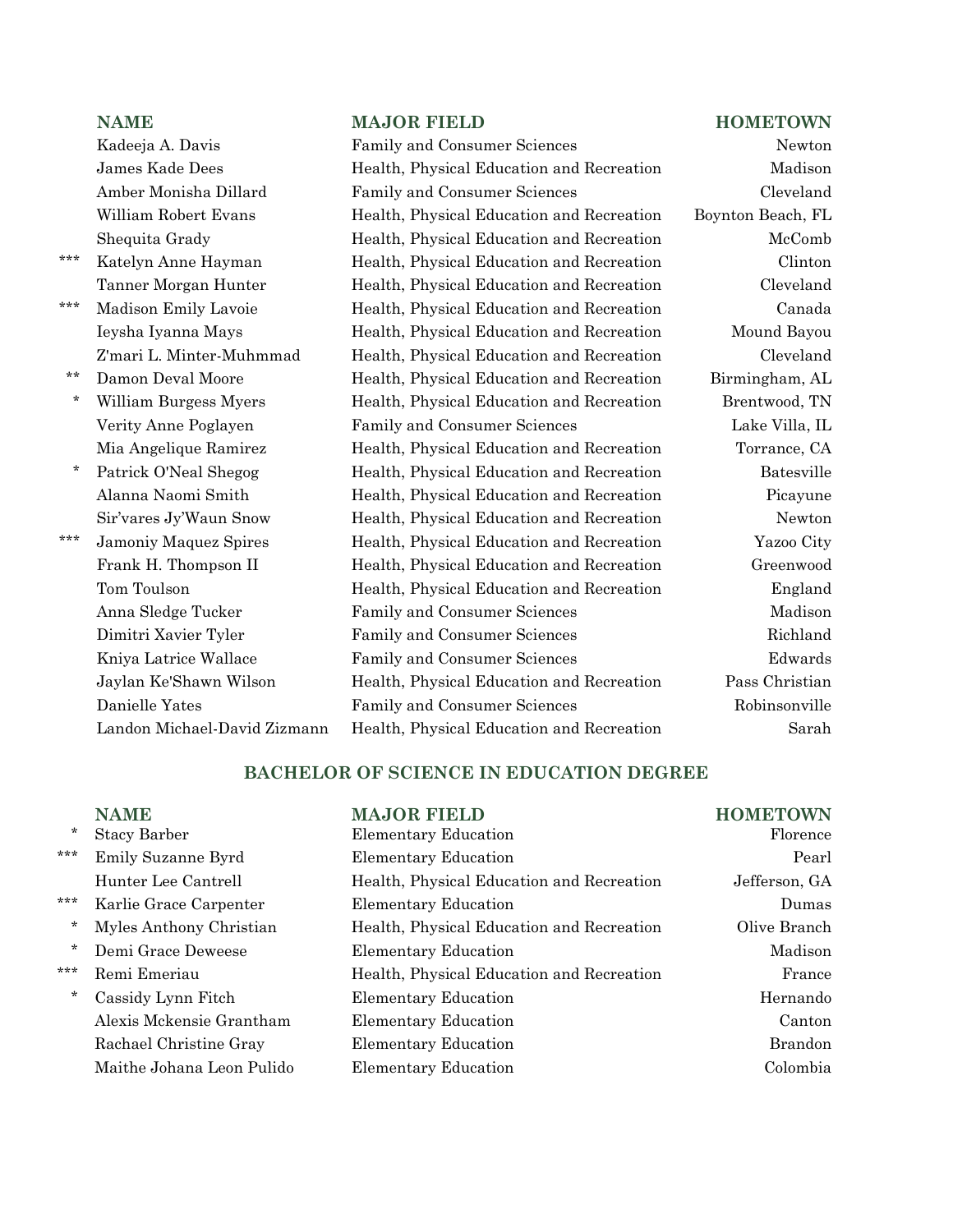| | NAME | MAJOR FIELD | HOMETOWN |
|---|---|---|---|
| | Kadeeja A. Davis | Family and Consumer Sciences | Newton |
| | James Kade Dees | Health, Physical Education and Recreation | Madison |
| | Amber Monisha Dillard | Family and Consumer Sciences | Cleveland |
| | William Robert Evans | Health, Physical Education and Recreation | Boynton Beach, FL |
| | Shequita Grady | Health, Physical Education and Recreation | McComb |
| *** | Katelyn Anne Hayman | Health, Physical Education and Recreation | Clinton |
| | Tanner Morgan Hunter | Health, Physical Education and Recreation | Cleveland |
| *** | Madison Emily Lavoie | Health, Physical Education and Recreation | Canada |
| | Ieysha Iyanna Mays | Health, Physical Education and Recreation | Mound Bayou |
| | Z'mari L. Minter-Muhmmad | Health, Physical Education and Recreation | Cleveland |
| ** | Damon Deval Moore | Health, Physical Education and Recreation | Birmingham, AL |
| * | William Burgess Myers | Health, Physical Education and Recreation | Brentwood, TN |
| | Verity Anne Poglayen | Family and Consumer Sciences | Lake Villa, IL |
| | Mia Angelique Ramirez | Health, Physical Education and Recreation | Torrance, CA |
| * | Patrick O'Neal Shegog | Health, Physical Education and Recreation | Batesville |
| | Alanna Naomi Smith | Health, Physical Education and Recreation | Picayune |
| | Sir'vares Jy'Waun Snow | Health, Physical Education and Recreation | Newton |
| *** | Jamoniy Maquez Spires | Health, Physical Education and Recreation | Yazoo City |
| | Frank H. Thompson II | Health, Physical Education and Recreation | Greenwood |
| | Tom Toulson | Health, Physical Education and Recreation | England |
| | Anna Sledge Tucker | Family and Consumer Sciences | Madison |
| | Dimitri Xavier Tyler | Family and Consumer Sciences | Richland |
| | Kniya Latrice Wallace | Family and Consumer Sciences | Edwards |
| | Jaylan Ke'Shawn Wilson | Health, Physical Education and Recreation | Pass Christian |
| | Danielle Yates | Family and Consumer Sciences | Robinsonville |
| | Landon Michael-David Zizmann | Health, Physical Education and Recreation | Sarah |

## BACHELOR OF SCIENCE IN EDUCATION DEGREE

| | NAME | MAJOR FIELD | HOMETOWN |
|---|---|---|---|
| * | Stacy Barber | Elementary Education | Florence |
| *** | Emily Suzanne Byrd | Elementary Education | Pearl |
| | Hunter Lee Cantrell | Health, Physical Education and Recreation | Jefferson, GA |
| *** | Karlie Grace Carpenter | Elementary Education | Dumas |
| * | Myles Anthony Christian | Health, Physical Education and Recreation | Olive Branch |
| * | Demi Grace Deweese | Elementary Education | Madison |
| *** | Remi Emeriau | Health, Physical Education and Recreation | France |
| * | Cassidy Lynn Fitch | Elementary Education | Hernando |
| | Alexis Mckensie Grantham | Elementary Education | Canton |
| | Rachael Christine Gray | Elementary Education | Brandon |
| | Maithe Johana Leon Pulido | Elementary Education | Colombia |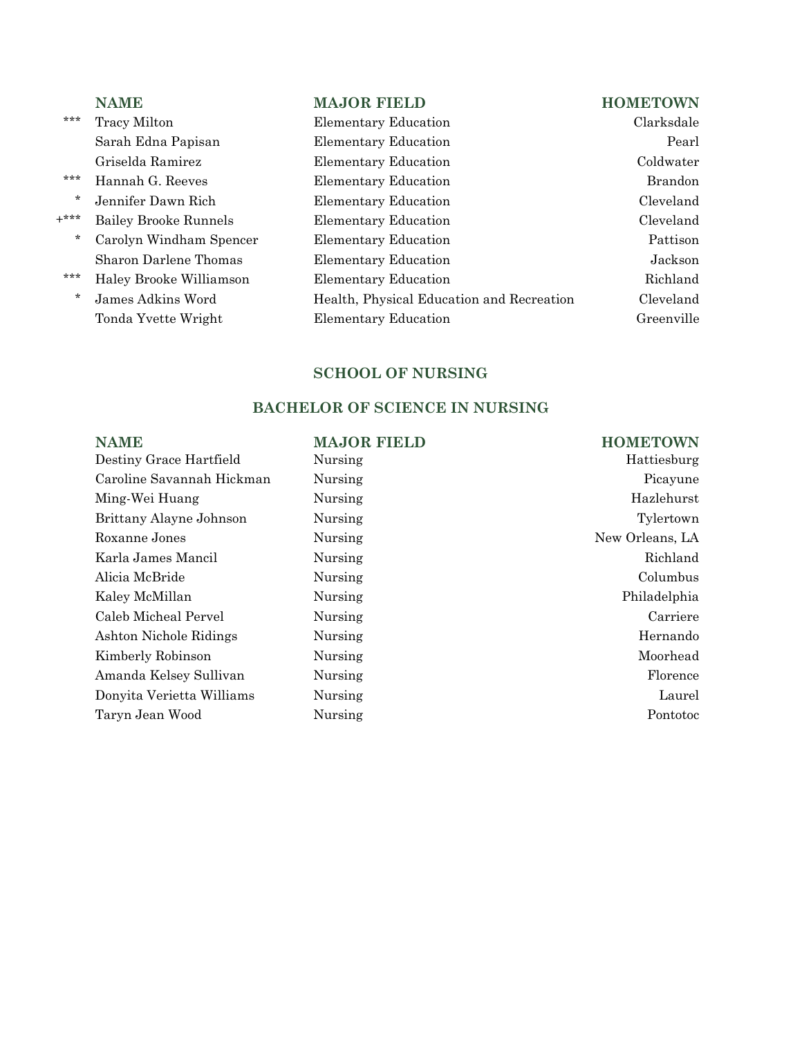| | NAME | MAJOR FIELD | HOMETOWN |
|---|---|---|---|
| *** | Tracy Milton | Elementary Education | Clarksdale |
| | Sarah Edna Papisan | Elementary Education | Pearl |
| | Griselda Ramirez | Elementary Education | Coldwater |
| *** | Hannah G. Reeves | Elementary Education | Brandon |
| * | Jennifer Dawn Rich | Elementary Education | Cleveland |
| +*** | Bailey Brooke Runnels | Elementary Education | Cleveland |
| * | Carolyn Windham Spencer | Elementary Education | Pattison |
| | Sharon Darlene Thomas | Elementary Education | Jackson |
| *** | Haley Brooke Williamson | Elementary Education | Richland |
| * | James Adkins Word | Health, Physical Education and Recreation | Cleveland |
| | Tonda Yvette Wright | Elementary Education | Greenville |

## SCHOOL OF NURSING

### BACHELOR OF SCIENCE IN NURSING

| NAME | MAJOR FIELD | HOMETOWN |
|---|---|---|
| Destiny Grace Hartfield | Nursing | Hattiesburg |
| Caroline Savannah Hickman | Nursing | Picayune |
| Ming-Wei Huang | Nursing | Hazlehurst |
| Brittany Alayne Johnson | Nursing | Tylertown |
| Roxanne Jones | Nursing | New Orleans, LA |
| Karla James Mancil | Nursing | Richland |
| Alicia McBride | Nursing | Columbus |
| Kaley McMillan | Nursing | Philadelphia |
| Caleb Micheal Pervel | Nursing | Carriere |
| Ashton Nichole Ridings | Nursing | Hernando |
| Kimberly Robinson | Nursing | Moorhead |
| Amanda Kelsey Sullivan | Nursing | Florence |
| Donyita Verietta Williams | Nursing | Laurel |
| Taryn Jean Wood | Nursing | Pontotoc |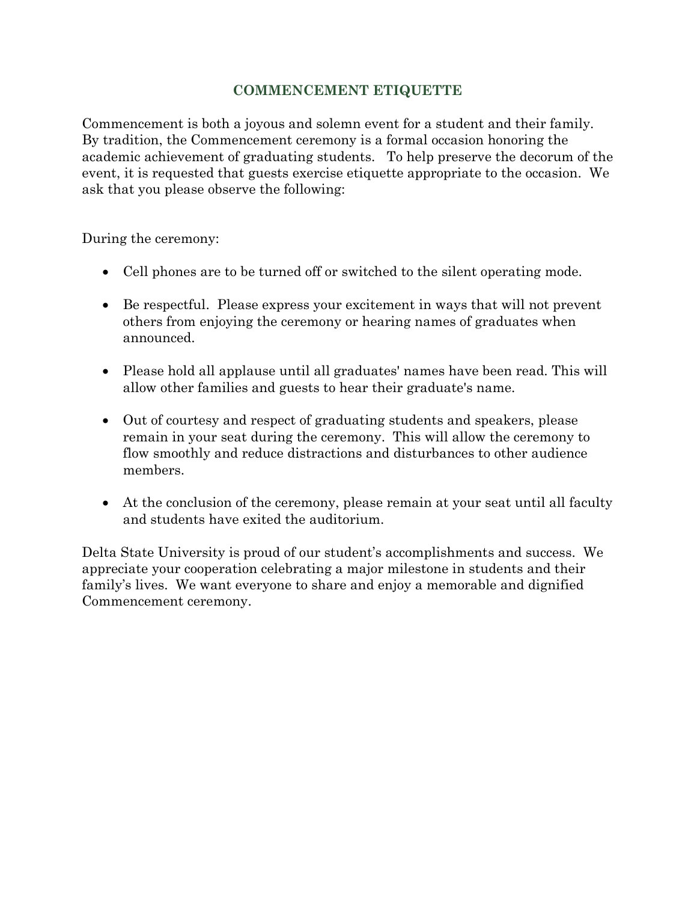# COMMENCEMENT ETIQUETTE

Commencement is both a joyous and solemn event for a student and their family. By tradition, the Commencement ceremony is a formal occasion honoring the academic achievement of graduating students. To help preserve the decorum of the event, it is requested that guests exercise etiquette appropriate to the occasion. We ask that you please observe the following:

During the ceremony:

- Cell phones are to be turned off or switched to the silent operating mode.
- Be respectful. Please express your excitement in ways that will not prevent others from enjoying the ceremony or hearing names of graduates when announced.
- Please hold all applause until all graduates' names have been read. This will allow other families and guests to hear their graduate's name.
- Out of courtesy and respect of graduating students and speakers, please remain in your seat during the ceremony. This will allow the ceremony to flow smoothly and reduce distractions and disturbances to other audience members.
- At the conclusion of the ceremony, please remain at your seat until all faculty and students have exited the auditorium.

Delta State University is proud of our student's accomplishments and success. We appreciate your cooperation celebrating a major milestone in students and their family's lives. We want everyone to share and enjoy a memorable and dignified Commencement ceremony.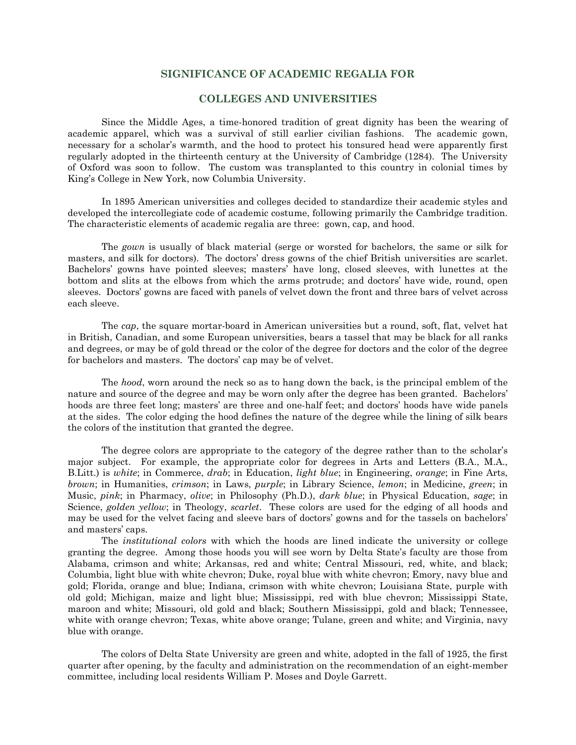# SIGNIFICANCE OF ACADEMIC REGALIA FOR COLLEGES AND UNIVERSITIES

Since the Middle Ages, a time-honored tradition of great dignity has been the wearing of academic apparel, which was a survival of still earlier civilian fashions. The academic gown, necessary for a scholar's warmth, and the hood to protect his tonsured head were apparently first regularly adopted in the thirteenth century at the University of Cambridge (1284). The University of Oxford was soon to follow. The custom was transplanted to this country in colonial times by King's College in New York, now Columbia University.

In 1895 American universities and colleges decided to standardize their academic styles and developed the intercollegiate code of academic costume, following primarily the Cambridge tradition. The characteristic elements of academic regalia are three: gown, cap, and hood.

The *gown* is usually of black material (serge or worsted for bachelors, the same or silk for masters, and silk for doctors). The doctors' dress gowns of the chief British universities are scarlet. Bachelors' gowns have pointed sleeves; masters' have long, closed sleeves, with lunettes at the bottom and slits at the elbows from which the arms protrude; and doctors' have wide, round, open sleeves. Doctors' gowns are faced with panels of velvet down the front and three bars of velvet across each sleeve.

The *cap*, the square mortar-board in American universities but a round, soft, flat, velvet hat in British, Canadian, and some European universities, bears a tassel that may be black for all ranks and degrees, or may be of gold thread or the color of the degree for doctors and the color of the degree for bachelors and masters. The doctors' cap may be of velvet.

The *hood*, worn around the neck so as to hang down the back, is the principal emblem of the nature and source of the degree and may be worn only after the degree has been granted. Bachelors' hoods are three feet long; masters' are three and one-half feet; and doctors' hoods have wide panels at the sides. The color edging the hood defines the nature of the degree while the lining of silk bears the colors of the institution that granted the degree.

The degree colors are appropriate to the category of the degree rather than to the scholar's major subject. For example, the appropriate color for degrees in Arts and Letters (B.A., M.A., B.Litt.) is *white*; in Commerce, *drab*; in Education, *light blue*; in Engineering, *orange*; in Fine Arts, *brown*; in Humanities, *crimson*; in Laws, *purple*; in Library Science, *lemon*; in Medicine, *green*; in Music, *pink*; in Pharmacy, *olive*; in Philosophy (Ph.D.), *dark blue*; in Physical Education, *sage*; in Science, *golden yellow*; in Theology, *scarlet*. These colors are used for the edging of all hoods and may be used for the velvet facing and sleeve bars of doctors' gowns and for the tassels on bachelors' and masters' caps.

The *institutional colors* with which the hoods are lined indicate the university or college granting the degree. Among those hoods you will see worn by Delta State's faculty are those from Alabama, crimson and white; Arkansas, red and white; Central Missouri, red, white, and black; Columbia, light blue with white chevron; Duke, royal blue with white chevron; Emory, navy blue and gold; Florida, orange and blue; Indiana, crimson with white chevron; Louisiana State, purple with old gold; Michigan, maize and light blue; Mississippi, red with blue chevron; Mississippi State, maroon and white; Missouri, old gold and black; Southern Mississippi, gold and black; Tennessee, white with orange chevron; Texas, white above orange; Tulane, green and white; and Virginia, navy blue with orange.

The colors of Delta State University are green and white, adopted in the fall of 1925, the first quarter after opening, by the faculty and administration on the recommendation of an eight-member committee, including local residents William P. Moses and Doyle Garrett.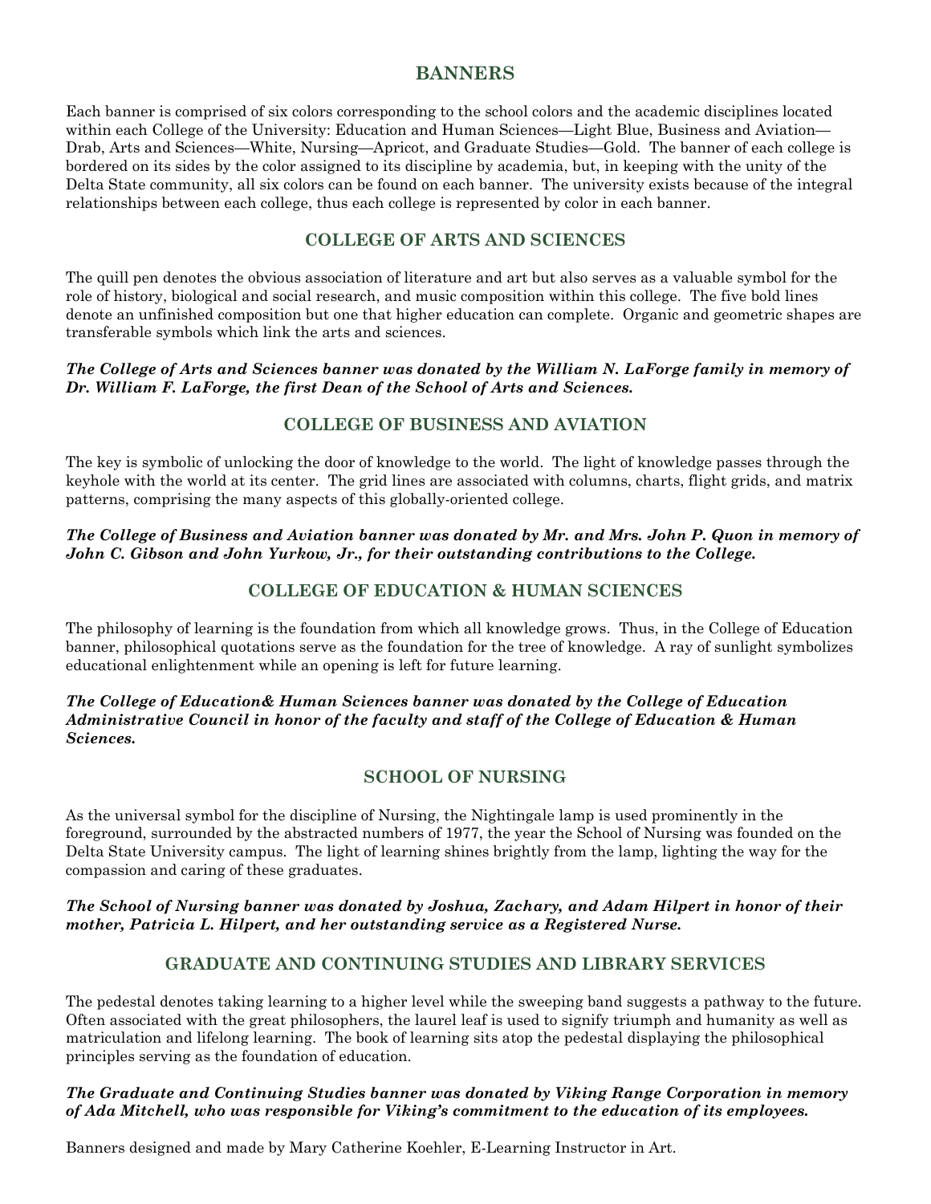## BANNERS

Each banner is comprised of six colors corresponding to the school colors and the academic disciplines located within each College of the University: Education and Human Sciences—Light Blue, Business and Aviation—Drab, Arts and Sciences—White, Nursing—Apricot, and Graduate Studies—Gold. The banner of each college is bordered on its sides by the color assigned to its discipline by academia, but, in keeping with the unity of the Delta State community, all six colors can be found on each banner. The university exists because of the integral relationships between each college, thus each college is represented by color in each banner.

## COLLEGE OF ARTS AND SCIENCES

The quill pen denotes the obvious association of literature and art but also serves as a valuable symbol for the role of history, biological and social research, and music composition within this college. The five bold lines denote an unfinished composition but one that higher education can complete. Organic and geometric shapes are transferable symbols which link the arts and sciences.

***The College of Arts and Sciences banner was donated by the William N. LaForge family in memory of Dr. William F. LaForge, the first Dean of the School of Arts and Sciences.***

## COLLEGE OF BUSINESS AND AVIATION

The key is symbolic of unlocking the door of knowledge to the world. The light of knowledge passes through the keyhole with the world at its center. The grid lines are associated with columns, charts, flight grids, and matrix patterns, comprising the many aspects of this globally-oriented college.

***The College of Business and Aviation banner was donated by Mr. and Mrs. John P. Quon in memory of John C. Gibson and John Yurkow, Jr., for their outstanding contributions to the College.***

## COLLEGE OF EDUCATION & HUMAN SCIENCES

The philosophy of learning is the foundation from which all knowledge grows. Thus, in the College of Education banner, philosophical quotations serve as the foundation for the tree of knowledge. A ray of sunlight symbolizes educational enlightenment while an opening is left for future learning.

***The College of Education& Human Sciences banner was donated by the College of Education Administrative Council in honor of the faculty and staff of the College of Education & Human Sciences.***

## SCHOOL OF NURSING

As the universal symbol for the discipline of Nursing, the Nightingale lamp is used prominently in the foreground, surrounded by the abstracted numbers of 1977, the year the School of Nursing was founded on the Delta State University campus. The light of learning shines brightly from the lamp, lighting the way for the compassion and caring of these graduates.

***The School of Nursing banner was donated by Joshua, Zachary, and Adam Hilpert in honor of their mother, Patricia L. Hilpert, and her outstanding service as a Registered Nurse.***

## GRADUATE AND CONTINUING STUDIES AND LIBRARY SERVICES

The pedestal denotes taking learning to a higher level while the sweeping band suggests a pathway to the future. Often associated with the great philosophers, the laurel leaf is used to signify triumph and humanity as well as matriculation and lifelong learning. The book of learning sits atop the pedestal displaying the philosophical principles serving as the foundation of education.

***The Graduate and Continuing Studies banner was donated by Viking Range Corporation in memory of Ada Mitchell, who was responsible for Viking's commitment to the education of its employees.***

Banners designed and made by Mary Catherine Koehler, E-Learning Instructor in Art.